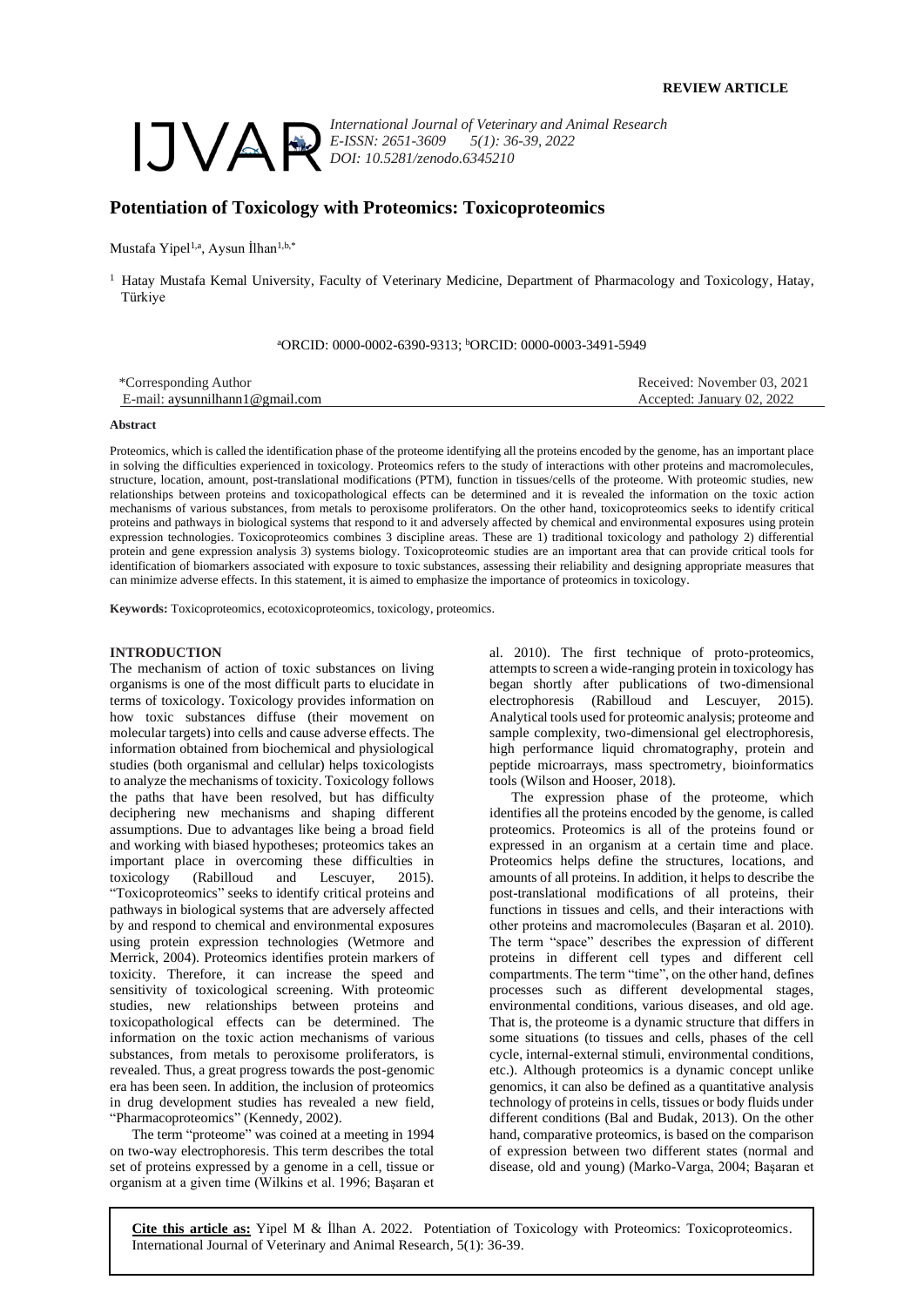REVIEW ARTICLE

IJVAR *International Journal of Veterinary and Animal Research*
*E-ISSN: 2651-3609 5(1): 36-39, 2022*
*DOI: 10.5281/zenodo.6345210*

# Potentiation of Toxicology with Proteomics: Toxicoproteomics

Mustafa Yipel[1,a], Aysun İlhan[1,b,*]

[1] Hatay Mustafa Kemal University, Faculty of Veterinary Medicine, Department of Pharmacology and Toxicology, Hatay, Türkiye

[a]ORCID: 0000-0002-6390-9313; [b]ORCID: 0000-0003-3491-5949

| *Corresponding Author | Received: November 03, 2021 |
|---|---|
| E-mail: aysunnilhann1@gmail.com | Accepted: January 02, 2022 |

**Abstract**

Proteomics, which is called the identification phase of the proteome identifying all the proteins encoded by the genome, has an important place in solving the difficulties experienced in toxicology. Proteomics refers to the study of interactions with other proteins and macromolecules, structure, location, amount, post-translational modifications (PTM), function in tissues/cells of the proteome. With proteomic studies, new relationships between proteins and toxicopathological effects can be determined and it is revealed the information on the toxic action mechanisms of various substances, from metals to peroxisome proliferators. On the other hand, toxicoproteomics seeks to identify critical proteins and pathways in biological systems that respond to it and adversely affected by chemical and environmental exposures using protein expression technologies. Toxicoproteomics combines 3 discipline areas. These are 1) traditional toxicology and pathology 2) differential protein and gene expression analysis 3) systems biology. Toxicoproteomic studies are an important area that can provide critical tools for identification of biomarkers associated with exposure to toxic substances, assessing their reliability and designing appropriate measures that can minimize adverse effects. In this statement, it is aimed to emphasize the importance of proteomics in toxicology.

**Keywords:** Toxicoproteomics, ecotoxicoproteomics, toxicology, proteomics.

## INTRODUCTION

The mechanism of action of toxic substances on living organisms is one of the most difficult parts to elucidate in terms of toxicology. Toxicology provides information on how toxic substances diffuse (their movement on molecular targets) into cells and cause adverse effects. The information obtained from biochemical and physiological studies (both organismal and cellular) helps toxicologists to analyze the mechanisms of toxicity. Toxicology follows the paths that have been resolved, but has difficulty deciphering new mechanisms and shaping different assumptions. Due to advantages like being a broad field and working with biased hypotheses; proteomics takes an important place in overcoming these difficulties in toxicology (Rabilloud and Lescuyer, 2015). “Toxicoproteomics” seeks to identify critical proteins and pathways in biological systems that are adversely affected by and respond to chemical and environmental exposures using protein expression technologies (Wetmore and Merrick, 2004). Proteomics identifies protein markers of toxicity. Therefore, it can increase the speed and sensitivity of toxicological screening. With proteomic studies, new relationships between proteins and toxicopathological effects can be determined. The information on the toxic action mechanisms of various substances, from metals to peroxisome proliferators, is revealed. Thus, a great progress towards the post-genomic era has been seen. In addition, the inclusion of proteomics in drug development studies has revealed a new field, “Pharmacoproteomics” (Kennedy, 2002).

The term “proteome” was coined at a meeting in 1994 on two-way electrophoresis. This term describes the total set of proteins expressed by a genome in a cell, tissue or organism at a given time (Wilkins et al. 1996; Başaran et al. 2010). The first technique of proto-proteomics, attempts to screen a wide-ranging protein in toxicology has began shortly after publications of two-dimensional electrophoresis (Rabilloud and Lescuyer, 2015). Analytical tools used for proteomic analysis; proteome and sample complexity, two-dimensional gel electrophoresis, high performance liquid chromatography, protein and peptide microarrays, mass spectrometry, bioinformatics tools (Wilson and Hooser, 2018).

The expression phase of the proteome, which identifies all the proteins encoded by the genome, is called proteomics. Proteomics is all of the proteins found or expressed in an organism at a certain time and place. Proteomics helps define the structures, locations, and amounts of all proteins. In addition, it helps to describe the post-translational modifications of all proteins, their functions in tissues and cells, and their interactions with other proteins and macromolecules (Başaran et al. 2010). The term “space” describes the expression of different proteins in different cell types and different cell compartments. The term “time”, on the other hand, defines processes such as different developmental stages, environmental conditions, various diseases, and old age. That is, the proteome is a dynamic structure that differs in some situations (to tissues and cells, phases of the cell cycle, internal-external stimuli, environmental conditions, etc.). Although proteomics is a dynamic concept unlike genomics, it can also be defined as a quantitative analysis technology of proteins in cells, tissues or body fluids under different conditions (Bal and Budak, 2013). On the other hand, comparative proteomics, is based on the comparison of expression between two different states (normal and disease, old and young) (Marko-Varga, 2004; Başaran et

**Cite this article as:** Yipel M & İlhan A. 2022. Potentiation of Toxicology with Proteomics: Toxicoproteomics. International Journal of Veterinary and Animal Research, 5(1): 36-39.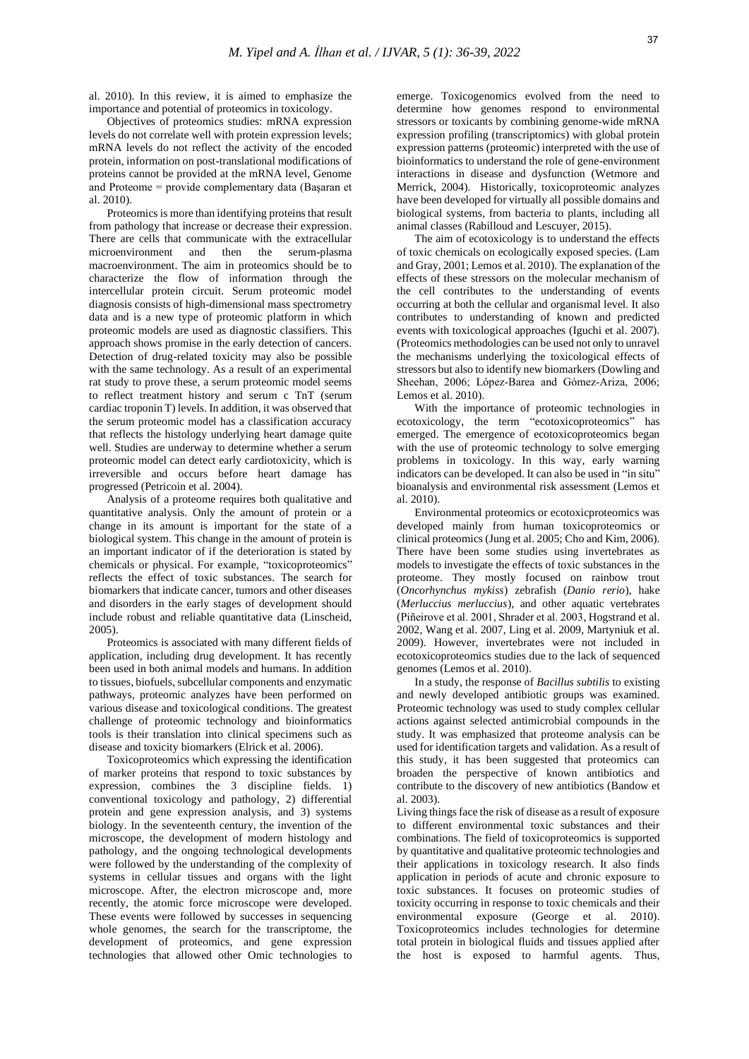al. 2010). In this review, it is aimed to emphasize the importance and potential of proteomics in toxicology.

Objectives of proteomics studies: mRNA expression levels do not correlate well with protein expression levels; mRNA levels do not reflect the activity of the encoded protein, information on post-translational modifications of proteins cannot be provided at the mRNA level, Genome and Proteome = provide complementary data (Başaran et al. 2010).

Proteomics is more than identifying proteins that result from pathology that increase or decrease their expression. There are cells that communicate with the extracellular microenvironment and then the serum-plasma macroenvironment. The aim in proteomics should be to characterize the flow of information through the intercellular protein circuit. Serum proteomic model diagnosis consists of high-dimensional mass spectrometry data and is a new type of proteomic platform in which proteomic models are used as diagnostic classifiers. This approach shows promise in the early detection of cancers. Detection of drug-related toxicity may also be possible with the same technology. As a result of an experimental rat study to prove these, a serum proteomic model seems to reflect treatment history and serum c TnT (serum cardiac troponin T) levels. In addition, it was observed that the serum proteomic model has a classification accuracy that reflects the histology underlying heart damage quite well. Studies are underway to determine whether a serum proteomic model can detect early cardiotoxicity, which is irreversible and occurs before heart damage has progressed (Petricoin et al. 2004).

Analysis of a proteome requires both qualitative and quantitative analysis. Only the amount of protein or a change in its amount is important for the state of a biological system. This change in the amount of protein is an important indicator of if the deterioration is stated by chemicals or physical. For example, "toxicoproteomics" reflects the effect of toxic substances. The search for biomarkers that indicate cancer, tumors and other diseases and disorders in the early stages of development should include robust and reliable quantitative data (Linscheid, 2005).

Proteomics is associated with many different fields of application, including drug development. It has recently been used in both animal models and humans. In addition to tissues, biofuels, subcellular components and enzymatic pathways, proteomic analyzes have been performed on various disease and toxicological conditions. The greatest challenge of proteomic technology and bioinformatics tools is their translation into clinical specimens such as disease and toxicity biomarkers (Elrick et al. 2006).

Toxicoproteomics which expressing the identification of marker proteins that respond to toxic substances by expression, combines the 3 discipline fields. 1) conventional toxicology and pathology, 2) differential protein and gene expression analysis, and 3) systems biology. In the seventeenth century, the invention of the microscope, the development of modern histology and pathology, and the ongoing technological developments were followed by the understanding of the complexity of systems in cellular tissues and organs with the light microscope. After, the electron microscope and, more recently, the atomic force microscope were developed. These events were followed by successes in sequencing whole genomes, the search for the transcriptome, the development of proteomics, and gene expression technologies that allowed other Omic technologies to emerge. Toxicogenomics evolved from the need to determine how genomes respond to environmental stressors or toxicants by combining genome-wide mRNA expression profiling (transcriptomics) with global protein expression patterns (proteomic) interpreted with the use of bioinformatics to understand the role of gene-environment interactions in disease and dysfunction (Wetmore and Merrick, 2004). Historically, toxicoproteomic analyzes have been developed for virtually all possible domains and biological systems, from bacteria to plants, including all animal classes (Rabilloud and Lescuyer, 2015).

The aim of ecotoxicology is to understand the effects of toxic chemicals on ecologically exposed species. (Lam and Gray, 2001; Lemos et al. 2010). The explanation of the effects of these stressors on the molecular mechanism of the cell contributes to the understanding of events occurring at both the cellular and organismal level. It also contributes to understanding of known and predicted events with toxicological approaches (Iguchi et al. 2007). (Proteomics methodologies can be used not only to unravel the mechanisms underlying the toxicological effects of stressors but also to identify new biomarkers (Dowling and Sheehan, 2006; López-Barea and Gómez-Ariza, 2006; Lemos et al. 2010).

With the importance of proteomic technologies in ecotoxicology, the term "ecotoxicoproteomics" has emerged. The emergence of ecotoxicoproteomics began with the use of proteomic technology to solve emerging problems in toxicology. In this way, early warning indicators can be developed. It can also be used in "in situ" bioanalysis and environmental risk assessment (Lemos et al. 2010).

Environmental proteomics or ecotoxicproteomics was developed mainly from human toxicoproteomics or clinical proteomics (Jung et al. 2005; Cho and Kim, 2006). There have been some studies using invertebrates as models to investigate the effects of toxic substances in the proteome. They mostly focused on rainbow trout (*Oncorhynchus mykiss*) zebrafish (*Danio rerio*), hake (*Merluccius merluccius*), and other aquatic vertebrates (Piñeirove et al. 2001, Shrader et al. 2003, Hogstrand et al. 2002, Wang et al. 2007, Ling et al. 2009, Martyniuk et al. 2009). However, invertebrates were not included in ecotoxicoproteomics studies due to the lack of sequenced genomes (Lemos et al. 2010).

In a study, the response of *Bacillus subtilis* to existing and newly developed antibiotic groups was examined. Proteomic technology was used to study complex cellular actions against selected antimicrobial compounds in the study. It was emphasized that proteome analysis can be used for identification targets and validation. As a result of this study, it has been suggested that proteomics can broaden the perspective of known antibiotics and contribute to the discovery of new antibiotics (Bandow et al. 2003).

Living things face the risk of disease as a result of exposure to different environmental toxic substances and their combinations. The field of toxicoproteomics is supported by quantitative and qualitative proteomic technologies and their applications in toxicology research. It also finds application in periods of acute and chronic exposure to toxic substances. It focuses on proteomic studies of toxicity occurring in response to toxic chemicals and their environmental exposure (George et al. 2010). Toxicoproteomics includes technologies for determine total protein in biological fluids and tissues applied after the host is exposed to harmful agents. Thus,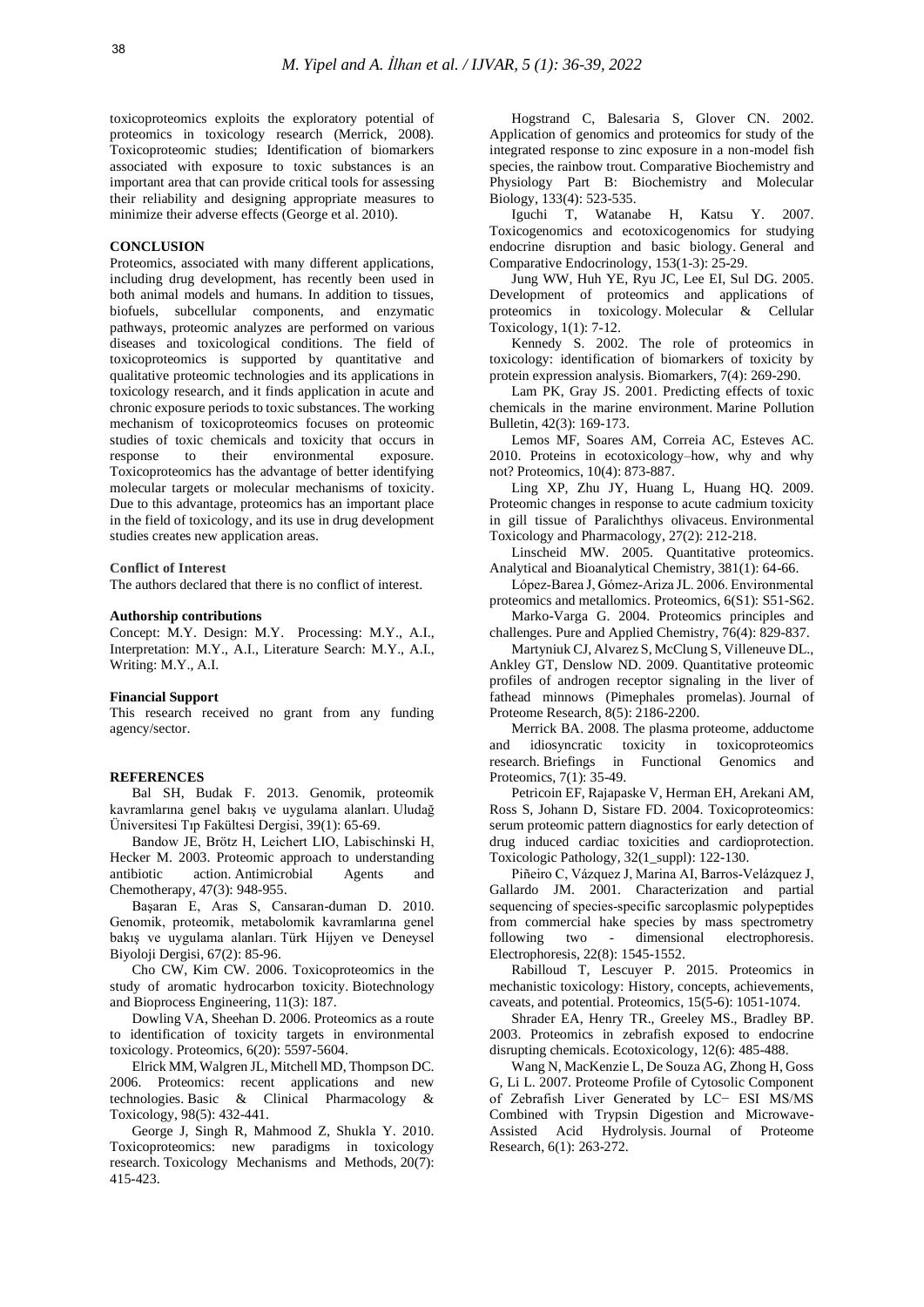toxicoproteomics exploits the exploratory potential of proteomics in toxicology research (Merrick, 2008). Toxicoproteomic studies; Identification of biomarkers associated with exposure to toxic substances is an important area that can provide critical tools for assessing their reliability and designing appropriate measures to minimize their adverse effects (George et al. 2010).

## CONCLUSION

Proteomics, associated with many different applications, including drug development, has recently been used in both animal models and humans. In addition to tissues, biofuels, subcellular components, and enzymatic pathways, proteomic analyzes are performed on various diseases and toxicological conditions. The field of toxicoproteomics is supported by quantitative and qualitative proteomic technologies and its applications in toxicology research, and it finds application in acute and chronic exposure periods to toxic substances. The working mechanism of toxicoproteomics focuses on proteomic studies of toxic chemicals and toxicity that occurs in response to their environmental exposure. Toxicoproteomics has the advantage of better identifying molecular targets or molecular mechanisms of toxicity. Due to this advantage, proteomics has an important place in the field of toxicology, and its use in drug development studies creates new application areas.

### Conflict of Interest

The authors declared that there is no conflict of interest.

### Authorship contributions

Concept: M.Y. Design: M.Y. Processing: M.Y., A.I., Interpretation: M.Y., A.I., Literature Search: M.Y., A.I., Writing: M.Y., A.I.

### Financial Support

This research received no grant from any funding agency/sector.

## REFERENCES

Bal SH, Budak F. 2013. Genomik, proteomik kavramlarına genel bakış ve uygulama alanları. Uludağ Üniversitesi Tıp Fakültesi Dergisi, 39(1): 65-69.

Bandow JE, Brötz H, Leichert LIO, Labischinski H, Hecker M. 2003. Proteomic approach to understanding antibiotic action. Antimicrobial Agents and Chemotherapy, 47(3): 948-955.

Başaran E, Aras S, Cansaran-duman D. 2010. Genomik, proteomik, metabolomik kavramlarına genel bakış ve uygulama alanları. Türk Hijyen ve Deneysel Biyoloji Dergisi, 67(2): 85-96.

Cho CW, Kim CW. 2006. Toxicoproteomics in the study of aromatic hydrocarbon toxicity. Biotechnology and Bioprocess Engineering, 11(3): 187.

Dowling VA, Sheehan D. 2006. Proteomics as a route to identification of toxicity targets in environmental toxicology. Proteomics, 6(20): 5597-5604.

Elrick MM, Walgren JL, Mitchell MD, Thompson DC. 2006. Proteomics: recent applications and new technologies. Basic & Clinical Pharmacology & Toxicology, 98(5): 432-441.

George J, Singh R, Mahmood Z, Shukla Y. 2010. Toxicoproteomics: new paradigms in toxicology research. Toxicology Mechanisms and Methods, 20(7): 415-423.

Hogstrand C, Balesaria S, Glover CN. 2002. Application of genomics and proteomics for study of the integrated response to zinc exposure in a non-model fish species, the rainbow trout. Comparative Biochemistry and Physiology Part B: Biochemistry and Molecular Biology, 133(4): 523-535.

Iguchi T, Watanabe H, Katsu Y. 2007. Toxicogenomics and ecotoxicogenomics for studying endocrine disruption and basic biology. General and Comparative Endocrinology, 153(1-3): 25-29.

Jung WW, Huh YE, Ryu JC, Lee EI, Sul DG. 2005. Development of proteomics and applications of proteomics in toxicology. Molecular & Cellular Toxicology, 1(1): 7-12.

Kennedy S. 2002. The role of proteomics in toxicology: identification of biomarkers of toxicity by protein expression analysis. Biomarkers, 7(4): 269-290.

Lam PK, Gray JS. 2001. Predicting effects of toxic chemicals in the marine environment. Marine Pollution Bulletin, 42(3): 169-173.

Lemos MF, Soares AM, Correia AC, Esteves AC. 2010. Proteins in ecotoxicology–how, why and why not? Proteomics, 10(4): 873-887.

Ling XP, Zhu JY, Huang L, Huang HQ. 2009. Proteomic changes in response to acute cadmium toxicity in gill tissue of Paralichthys olivaceus. Environmental Toxicology and Pharmacology, 27(2): 212-218.

Linscheid MW. 2005. Quantitative proteomics. Analytical and Bioanalytical Chemistry, 381(1): 64-66.

López-Barea J, Gómez-Ariza JL. 2006. Environmental proteomics and metallomics. Proteomics, 6(S1): S51-S62.

Marko-Varga G. 2004. Proteomics principles and challenges. Pure and Applied Chemistry, 76(4): 829-837.

Martyniuk CJ, Alvarez S, McClung S, Villeneuve DL., Ankley GT, Denslow ND. 2009. Quantitative proteomic profiles of androgen receptor signaling in the liver of fathead minnows (Pimephales promelas). Journal of Proteome Research, 8(5): 2186-2200.

Merrick BA. 2008. The plasma proteome, adductome and idiosyncratic toxicity in toxicoproteomics research. Briefings in Functional Genomics and Proteomics, 7(1): 35-49.

Petricoin EF, Rajapaske V, Herman EH, Arekani AM, Ross S, Johann D, Sistare FD. 2004. Toxicoproteomics: serum proteomic pattern diagnostics for early detection of drug induced cardiac toxicities and cardioprotection. Toxicologic Pathology, 32(1_suppl): 122-130.

Piñeiro C, Vázquez J, Marina AI, Barros-Velázquez J, Gallardo JM. 2001. Characterization and partial sequencing of species-specific sarcoplasmic polypeptides from commercial hake species by mass spectrometry following two - dimensional electrophoresis. Electrophoresis, 22(8): 1545-1552.

Rabilloud T, Lescuyer P. 2015. Proteomics in mechanistic toxicology: History, concepts, achievements, caveats, and potential. Proteomics, 15(5-6): 1051-1074.

Shrader EA, Henry TR., Greeley MS., Bradley BP. 2003. Proteomics in zebrafish exposed to endocrine disrupting chemicals. Ecotoxicology, 12(6): 485-488.

Wang N, MacKenzie L, De Souza AG, Zhong H, Goss G, Li L. 2007. Proteome Profile of Cytosolic Component of Zebrafish Liver Generated by LC− ESI MS/MS Combined with Trypsin Digestion and Microwave-Assisted Acid Hydrolysis. Journal of Proteome Research, 6(1): 263-272.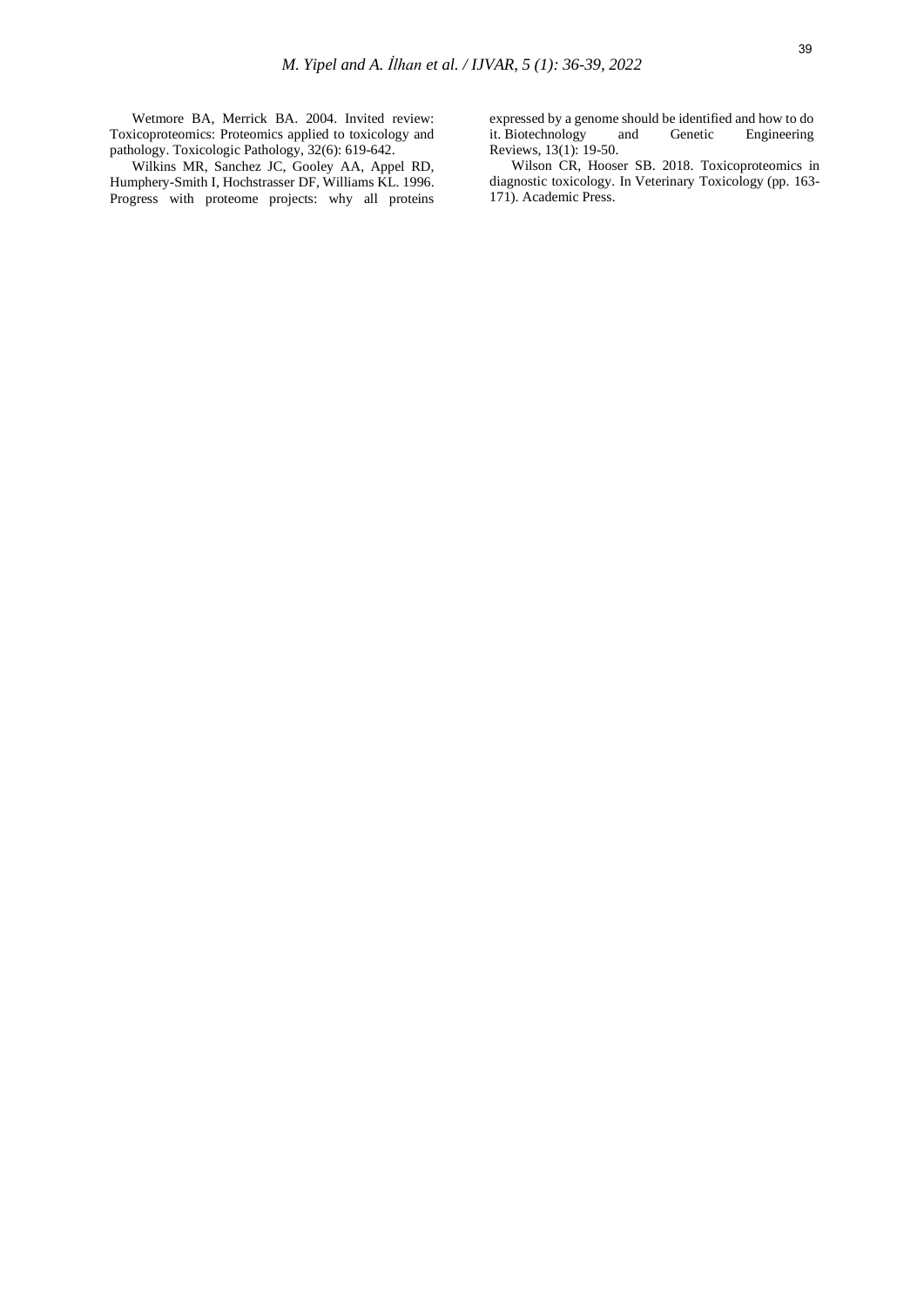Wetmore BA, Merrick BA. 2004. Invited review: Toxicoproteomics: Proteomics applied to toxicology and pathology. Toxicologic Pathology, 32(6): 619-642.

Wilkins MR, Sanchez JC, Gooley AA, Appel RD, Humphery-Smith I, Hochstrasser DF, Williams KL. 1996. Progress with proteome projects: why all proteins expressed by a genome should be identified and how to do it. Biotechnology and Genetic Engineering Reviews, 13(1): 19-50.

Wilson CR, Hooser SB. 2018. Toxicoproteomics in diagnostic toxicology. In Veterinary Toxicology (pp. 163-171). Academic Press.